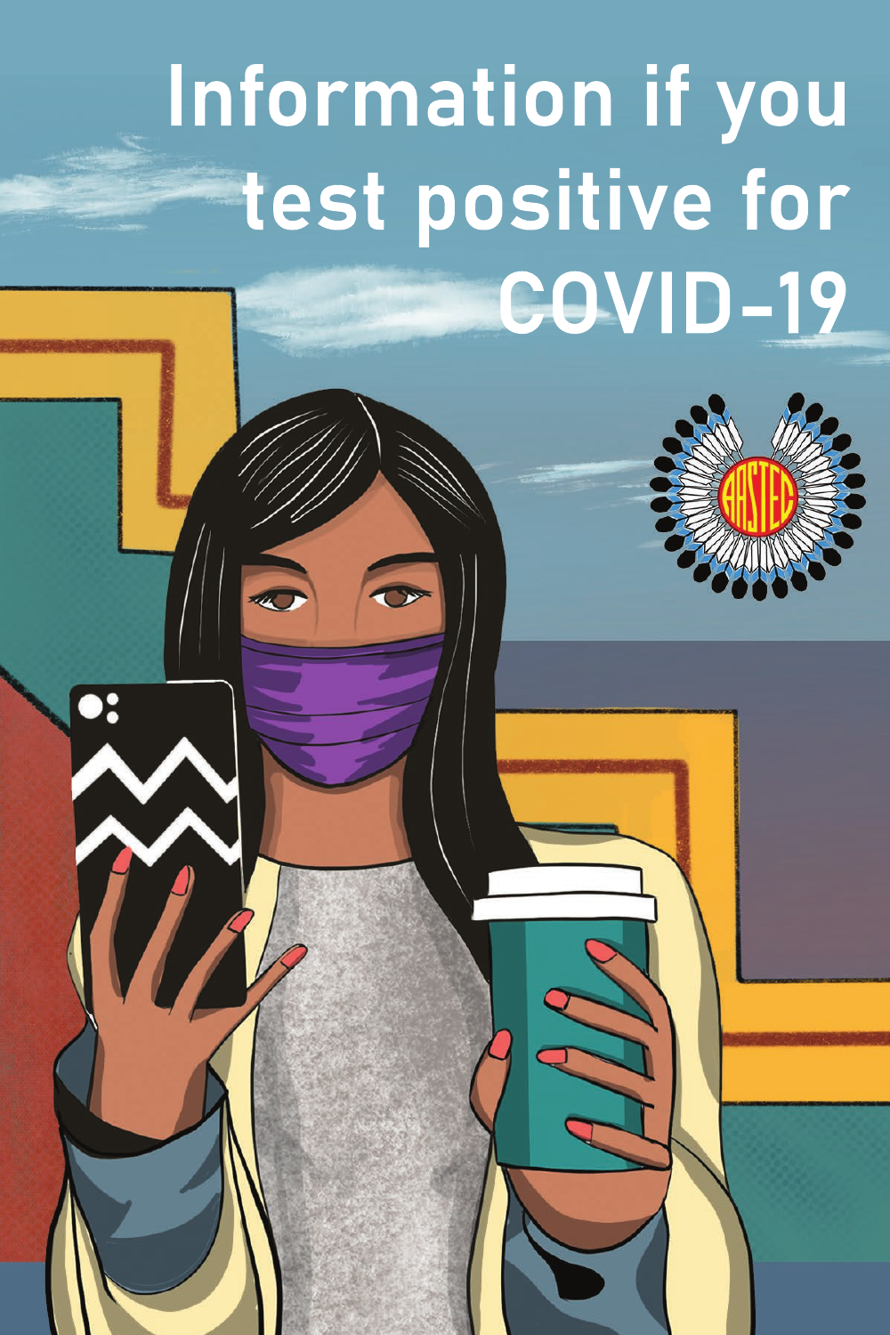# Information if you test positive for COVID-19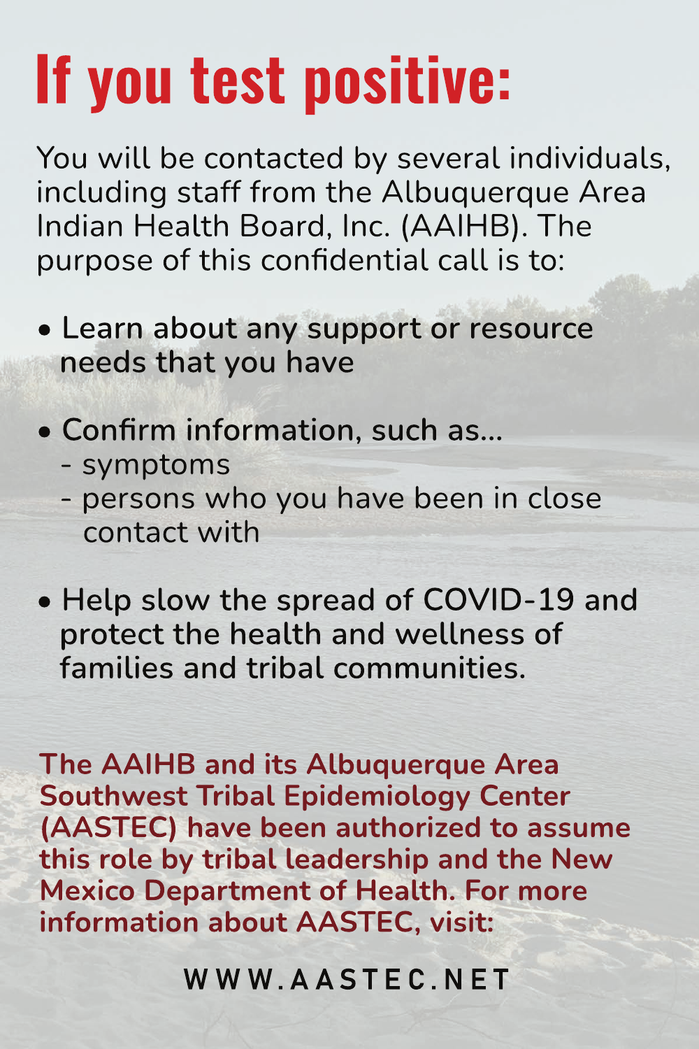# If you test positive:

You will be contacted by several individuals, including staff from the Albuquerque Area Indian Health Board, Inc. (AAIHB). The purpose of this confidential call is to:

- Learn about any support or resource needs that you have
- Confirm information, such as...
  - symptoms
  - persons who you have been in close contact with
- Help slow the spread of COVID-19 and protect the health and wellness of families and tribal communities.

**The AAIHB and its Albuquerque Area Southwest Tribal Epidemiology Center (AASTEC) have been authorized to assume this role by tribal leadership and the New Mexico Department of Health. For more information about AASTEC, visit:**

**WWW.AASTEC.NET**